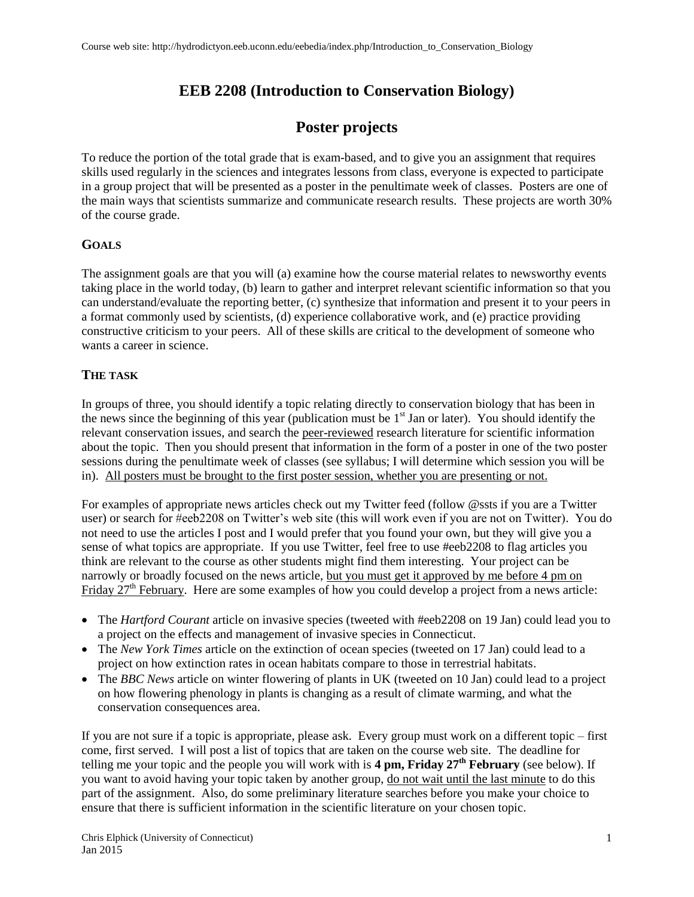# EEB 2208 (Introduction to Conservation Biology)

## Poster projects

To reduce the portion of the total grade that is exam-based, and to give you an assignment that requires skills used regularly in the sciences and integrates lessons from class, everyone is expected to participate in a group project that will be presented as a poster in the penultimate week of classes. Posters are one of the main ways that scientists summarize and communicate research results. These projects are worth 30% of the course grade.

### GOALS

The assignment goals are that you will (a) examine how the course material relates to newsworthy events taking place in the world today, (b) learn to gather and interpret relevant scientific information so that you can understand/evaluate the reporting better, (c) synthesize that information and present it to your peers in a format commonly used by scientists, (d) experience collaborative work, and (e) practice providing constructive criticism to your peers. All of these skills are critical to the development of someone who wants a career in science.

### THE TASK

In groups of three, you should identify a topic relating directly to conservation biology that has been in the news since the beginning of this year (publication must be 1st Jan or later). You should identify the relevant conservation issues, and search the peer-reviewed research literature for scientific information about the topic. Then you should present that information in the form of a poster in one of the two poster sessions during the penultimate week of classes (see syllabus; I will determine which session you will be in). All posters must be brought to the first poster session, whether you are presenting or not.

For examples of appropriate news articles check out my Twitter feed (follow @ssts if you are a Twitter user) or search for #eeb2208 on Twitter's web site (this will work even if you are not on Twitter). You do not need to use the articles I post and I would prefer that you found your own, but they will give you a sense of what topics are appropriate. If you use Twitter, feel free to use #eeb2208 to flag articles you think are relevant to the course as other students might find them interesting. Your project can be narrowly or broadly focused on the news article, but you must get it approved by me before 4 pm on Friday 27th February. Here are some examples of how you could develop a project from a news article:

- The *Hartford Courant* article on invasive species (tweeted with #eeb2208 on 19 Jan) could lead you to a project on the effects and management of invasive species in Connecticut.
- The *New York Times* article on the extinction of ocean species (tweeted on 17 Jan) could lead to a project on how extinction rates in ocean habitats compare to those in terrestrial habitats.
- The *BBC News* article on winter flowering of plants in UK (tweeted on 10 Jan) could lead to a project on how flowering phenology in plants is changing as a result of climate warming, and what the conservation consequences area.

If you are not sure if a topic is appropriate, please ask. Every group must work on a different topic – first come, first served. I will post a list of topics that are taken on the course web site. The deadline for telling me your topic and the people you will work with is **4 pm, Friday 27th February** (see below). If you want to avoid having your topic taken by another group, do not wait until the last minute to do this part of the assignment. Also, do some preliminary literature searches before you make your choice to ensure that there is sufficient information in the scientific literature on your chosen topic.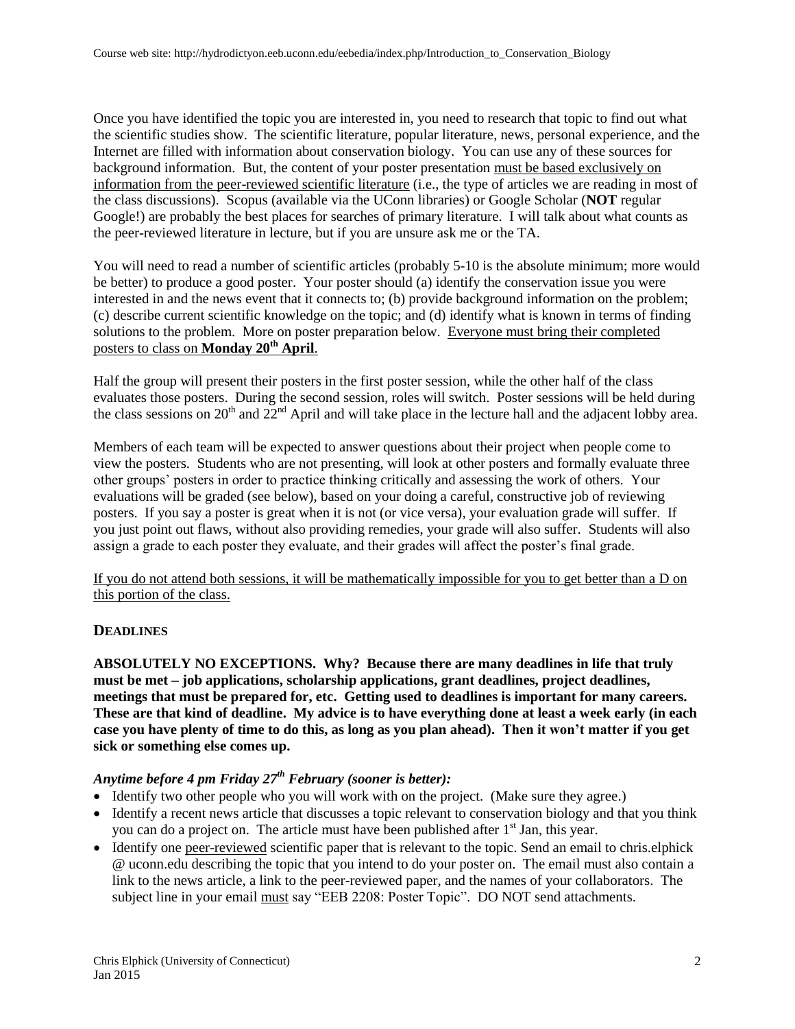Once you have identified the topic you are interested in, you need to research that topic to find out what the scientific studies show. The scientific literature, popular literature, news, personal experience, and the Internet are filled with information about conservation biology. You can use any of these sources for background information. But, the content of your poster presentation must be based exclusively on information from the peer-reviewed scientific literature (i.e., the type of articles we are reading in most of the class discussions). Scopus (available via the UConn libraries) or Google Scholar (**NOT** regular Google!) are probably the best places for searches of primary literature. I will talk about what counts as the peer-reviewed literature in lecture, but if you are unsure ask me or the TA.

You will need to read a number of scientific articles (probably 5-10 is the absolute minimum; more would be better) to produce a good poster. Your poster should (a) identify the conservation issue you were interested in and the news event that it connects to; (b) provide background information on the problem; (c) describe current scientific knowledge on the topic; and (d) identify what is known in terms of finding solutions to the problem. More on poster preparation below. Everyone must bring their completed posters to class on **Monday 20th April**.

Half the group will present their posters in the first poster session, while the other half of the class evaluates those posters. During the second session, roles will switch. Poster sessions will be held during the class sessions on 20th and 22nd April and will take place in the lecture hall and the adjacent lobby area.

Members of each team will be expected to answer questions about their project when people come to view the posters. Students who are not presenting, will look at other posters and formally evaluate three other groups' posters in order to practice thinking critically and assessing the work of others. Your evaluations will be graded (see below), based on your doing a careful, constructive job of reviewing posters. If you say a poster is great when it is not (or vice versa), your evaluation grade will suffer. If you just point out flaws, without also providing remedies, your grade will also suffer. Students will also assign a grade to each poster they evaluate, and their grades will affect the poster's final grade.

If you do not attend both sessions, it will be mathematically impossible for you to get better than a D on this portion of the class.

## DEADLINES

**ABSOLUTELY NO EXCEPTIONS. Why? Because there are many deadlines in life that truly must be met – job applications, scholarship applications, grant deadlines, project deadlines, meetings that must be prepared for, etc. Getting used to deadlines is important for many careers. These are that kind of deadline. My advice is to have everything done at least a week early (in each case you have plenty of time to do this, as long as you plan ahead). Then it won't matter if you get sick or something else comes up.**

### *Anytime before 4 pm Friday 27th February (sooner is better):*

- Identify two other people who you will work with on the project. (Make sure they agree.)
- Identify a recent news article that discusses a topic relevant to conservation biology and that you think you can do a project on. The article must have been published after 1st Jan, this year.
- Identify one peer-reviewed scientific paper that is relevant to the topic. Send an email to chris.elphick @ uconn.edu describing the topic that you intend to do your poster on. The email must also contain a link to the news article, a link to the peer-reviewed paper, and the names of your collaborators. The subject line in your email must say "EEB 2208: Poster Topic". DO NOT send attachments.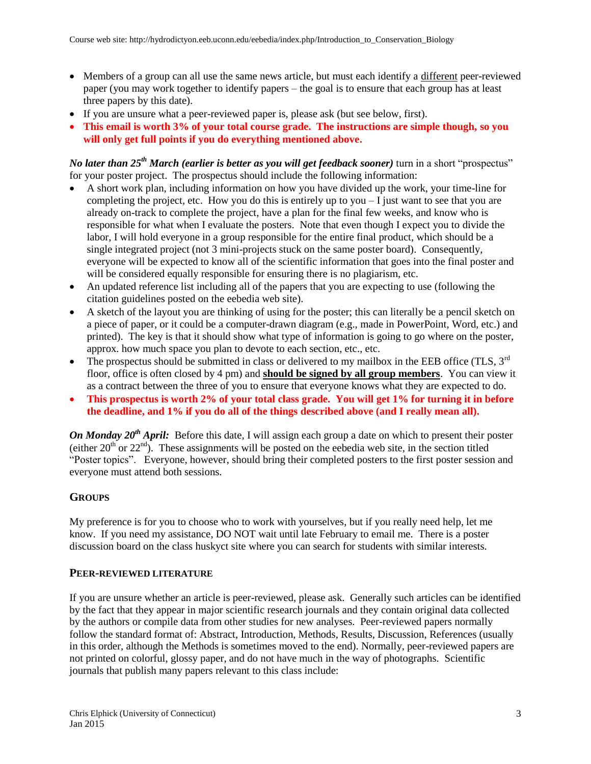- Members of a group can all use the same news article, but must each identify a different peer-reviewed paper (you may work together to identify papers – the goal is to ensure that each group has at least three papers by this date).
- If you are unsure what a peer-reviewed paper is, please ask (but see below, first).
- **This email is worth 3% of your total course grade. The instructions are simple though, so you will only get full points if you do everything mentioned above.**

***No later than 25th March (earlier is better as you will get feedback sooner)*** turn in a short "prospectus" for your poster project. The prospectus should include the following information:

- A short work plan, including information on how you have divided up the work, your time-line for completing the project, etc. How you do this is entirely up to you – I just want to see that you are already on-track to complete the project, have a plan for the final few weeks, and know who is responsible for what when I evaluate the posters. Note that even though I expect you to divide the labor, I will hold everyone in a group responsible for the entire final product, which should be a single integrated project (not 3 mini-projects stuck on the same poster board). Consequently, everyone will be expected to know all of the scientific information that goes into the final poster and will be considered equally responsible for ensuring there is no plagiarism, etc.
- An updated reference list including all of the papers that you are expecting to use (following the citation guidelines posted on the eebedia web site).
- A sketch of the layout you are thinking of using for the poster; this can literally be a pencil sketch on a piece of paper, or it could be a computer-drawn diagram (e.g., made in PowerPoint, Word, etc.) and printed). The key is that it should show what type of information is going to go where on the poster, approx. how much space you plan to devote to each section, etc., etc.
- The prospectus should be submitted in class or delivered to my mailbox in the EEB office (TLS, 3rd floor, office is often closed by 4 pm) and **should be signed by all group members**. You can view it as a contract between the three of you to ensure that everyone knows what they are expected to do.
- **This prospectus is worth 2% of your total class grade. You will get 1% for turning it in before the deadline, and 1% if you do all of the things described above (and I really mean all).**

***On Monday 20th April:*** Before this date, I will assign each group a date on which to present their poster (either 20th or 22nd). These assignments will be posted on the eebedia web site, in the section titled "Poster topics". Everyone, however, should bring their completed posters to the first poster session and everyone must attend both sessions.

## GROUPS

My preference is for you to choose who to work with yourselves, but if you really need help, let me know. If you need my assistance, DO NOT wait until late February to email me. There is a poster discussion board on the class huskyct site where you can search for students with similar interests.

## PEER-REVIEWED LITERATURE

If you are unsure whether an article is peer-reviewed, please ask. Generally such articles can be identified by the fact that they appear in major scientific research journals and they contain original data collected by the authors or compile data from other studies for new analyses. Peer-reviewed papers normally follow the standard format of: Abstract, Introduction, Methods, Results, Discussion, References (usually in this order, although the Methods is sometimes moved to the end). Normally, peer-reviewed papers are not printed on colorful, glossy paper, and do not have much in the way of photographs. Scientific journals that publish many papers relevant to this class include: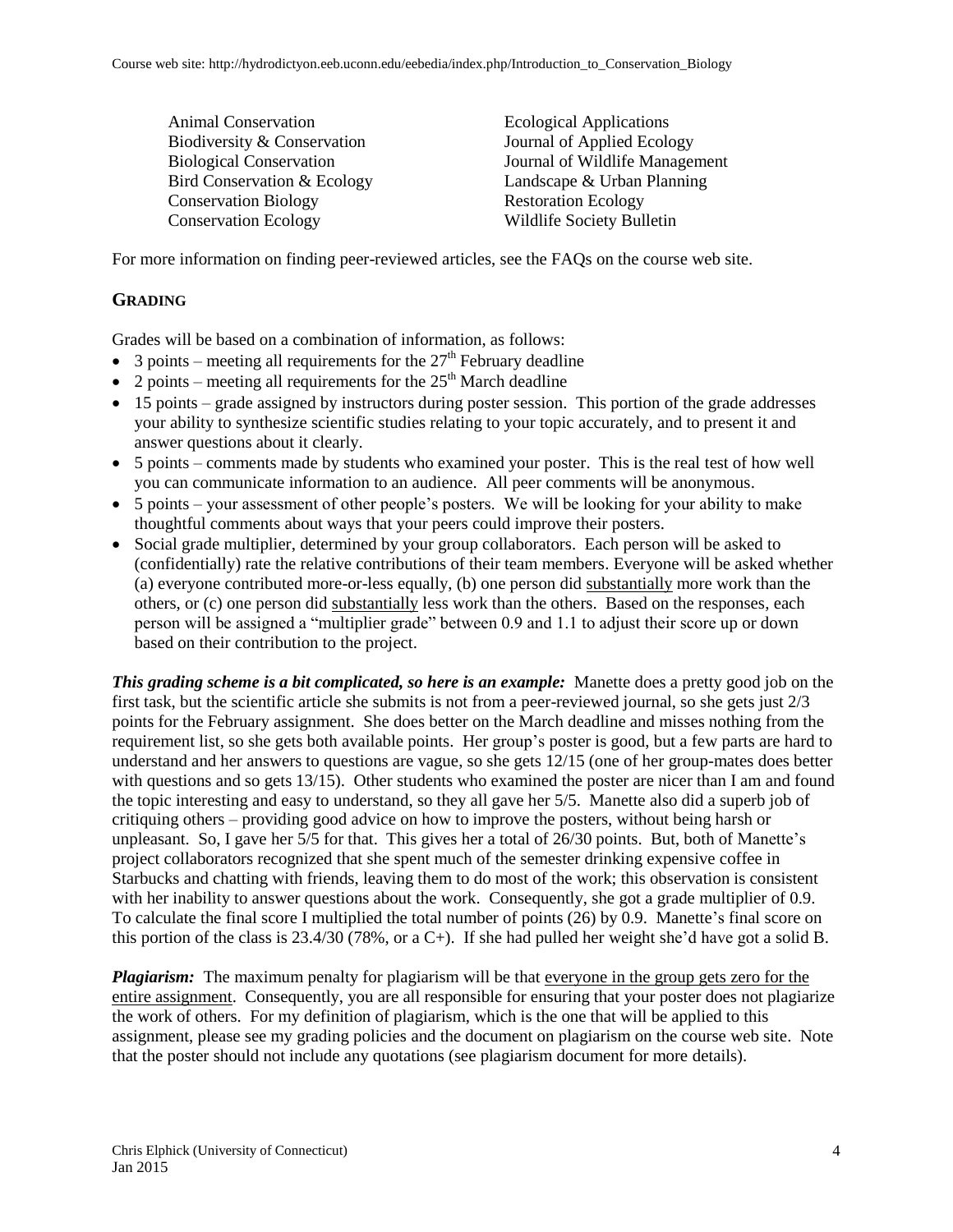- Animal Conservation
- Biodiversity & Conservation
- Biological Conservation
- Bird Conservation & Ecology
- Conservation Biology
- Conservation Ecology
- Ecological Applications
- Journal of Applied Ecology
- Journal of Wildlife Management
- Landscape & Urban Planning
- Restoration Ecology
- Wildlife Society Bulletin

For more information on finding peer-reviewed articles, see the FAQs on the course web site.

## GRADING

Grades will be based on a combination of information, as follows:

- 3 points – meeting all requirements for the 27th February deadline
- 2 points – meeting all requirements for the 25th March deadline
- 15 points – grade assigned by instructors during poster session. This portion of the grade addresses your ability to synthesize scientific studies relating to your topic accurately, and to present it and answer questions about it clearly.
- 5 points – comments made by students who examined your poster. This is the real test of how well you can communicate information to an audience. All peer comments will be anonymous.
- 5 points – your assessment of other people's posters. We will be looking for your ability to make thoughtful comments about ways that your peers could improve their posters.
- Social grade multiplier, determined by your group collaborators. Each person will be asked to (confidentially) rate the relative contributions of their team members. Everyone will be asked whether (a) everyone contributed more-or-less equally, (b) one person did substantially more work than the others, or (c) one person did substantially less work than the others. Based on the responses, each person will be assigned a "multiplier grade" between 0.9 and 1.1 to adjust their score up or down based on their contribution to the project.

***This grading scheme is a bit complicated, so here is an example:*** Manette does a pretty good job on the first task, but the scientific article she submits is not from a peer-reviewed journal, so she gets just 2/3 points for the February assignment. She does better on the March deadline and misses nothing from the requirement list, so she gets both available points. Her group's poster is good, but a few parts are hard to understand and her answers to questions are vague, so she gets 12/15 (one of her group-mates does better with questions and so gets 13/15). Other students who examined the poster are nicer than I am and found the topic interesting and easy to understand, so they all gave her 5/5. Manette also did a superb job of critiquing others – providing good advice on how to improve the posters, without being harsh or unpleasant. So, I gave her 5/5 for that. This gives her a total of 26/30 points. But, both of Manette's project collaborators recognized that she spent much of the semester drinking expensive coffee in Starbucks and chatting with friends, leaving them to do most of the work; this observation is consistent with her inability to answer questions about the work. Consequently, she got a grade multiplier of 0.9. To calculate the final score I multiplied the total number of points (26) by 0.9. Manette's final score on this portion of the class is 23.4/30 (78%, or a C+). If she had pulled her weight she'd have got a solid B.

***Plagiarism:*** The maximum penalty for plagiarism will be that everyone in the group gets zero for the entire assignment. Consequently, you are all responsible for ensuring that your poster does not plagiarize the work of others. For my definition of plagiarism, which is the one that will be applied to this assignment, please see my grading policies and the document on plagiarism on the course web site. Note that the poster should not include any quotations (see plagiarism document for more details).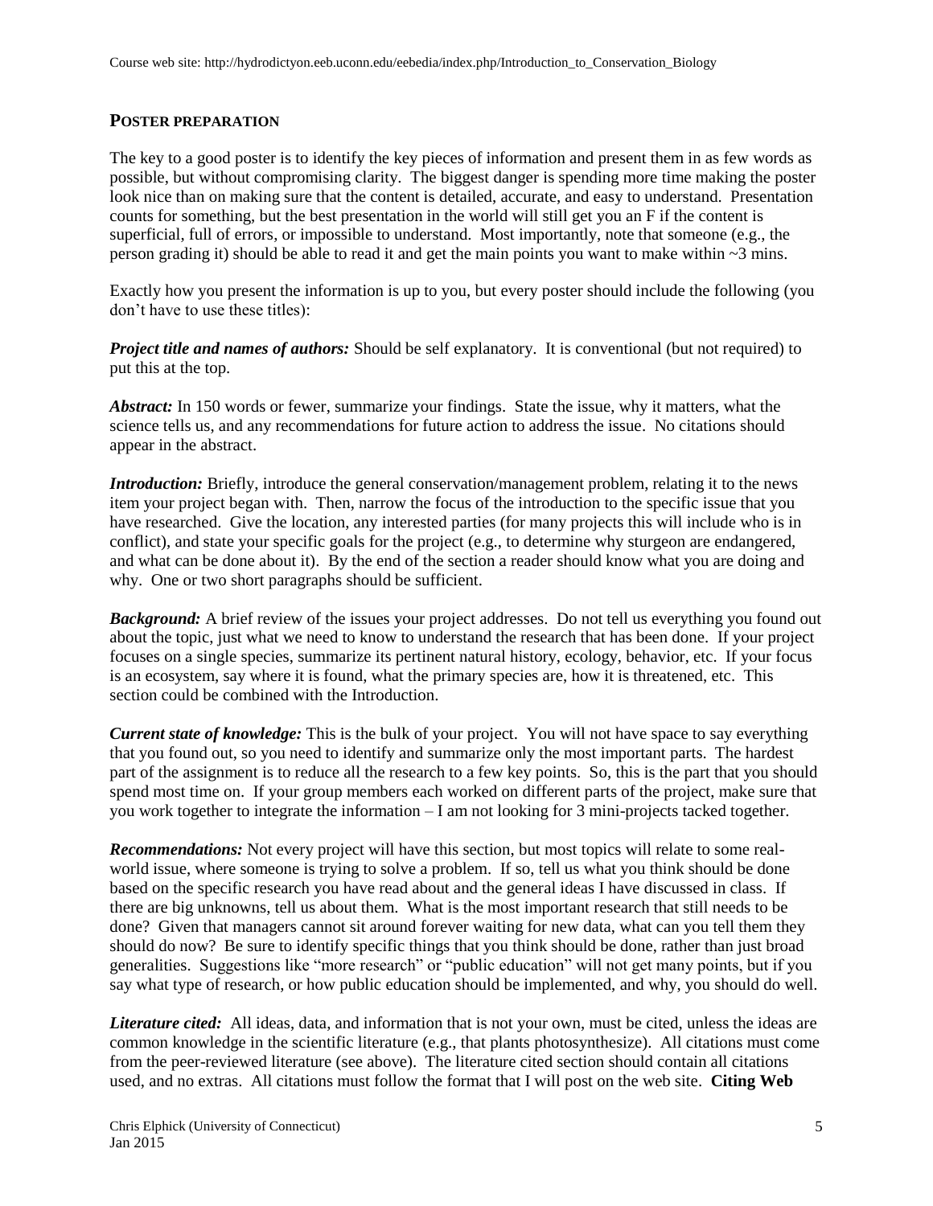## POSTER PREPARATION

The key to a good poster is to identify the key pieces of information and present them in as few words as possible, but without compromising clarity. The biggest danger is spending more time making the poster look nice than on making sure that the content is detailed, accurate, and easy to understand. Presentation counts for something, but the best presentation in the world will still get you an F if the content is superficial, full of errors, or impossible to understand. Most importantly, note that someone (e.g., the person grading it) should be able to read it and get the main points you want to make within ~3 mins.

Exactly how you present the information is up to you, but every poster should include the following (you don't have to use these titles):

***Project title and names of authors:*** Should be self explanatory. It is conventional (but not required) to put this at the top.

***Abstract:*** In 150 words or fewer, summarize your findings. State the issue, why it matters, what the science tells us, and any recommendations for future action to address the issue. No citations should appear in the abstract.

***Introduction:*** Briefly, introduce the general conservation/management problem, relating it to the news item your project began with. Then, narrow the focus of the introduction to the specific issue that you have researched. Give the location, any interested parties (for many projects this will include who is in conflict), and state your specific goals for the project (e.g., to determine why sturgeon are endangered, and what can be done about it). By the end of the section a reader should know what you are doing and why. One or two short paragraphs should be sufficient.

***Background:*** A brief review of the issues your project addresses. Do not tell us everything you found out about the topic, just what we need to know to understand the research that has been done. If your project focuses on a single species, summarize its pertinent natural history, ecology, behavior, etc. If your focus is an ecosystem, say where it is found, what the primary species are, how it is threatened, etc. This section could be combined with the Introduction.

***Current state of knowledge:*** This is the bulk of your project. You will not have space to say everything that you found out, so you need to identify and summarize only the most important parts. The hardest part of the assignment is to reduce all the research to a few key points. So, this is the part that you should spend most time on. If your group members each worked on different parts of the project, make sure that you work together to integrate the information – I am not looking for 3 mini-projects tacked together.

***Recommendations:*** Not every project will have this section, but most topics will relate to some real-world issue, where someone is trying to solve a problem. If so, tell us what you think should be done based on the specific research you have read about and the general ideas I have discussed in class. If there are big unknowns, tell us about them. What is the most important research that still needs to be done? Given that managers cannot sit around forever waiting for new data, what can you tell them they should do now? Be sure to identify specific things that you think should be done, rather than just broad generalities. Suggestions like "more research" or "public education" will not get many points, but if you say what type of research, or how public education should be implemented, and why, you should do well.

***Literature cited:*** All ideas, data, and information that is not your own, must be cited, unless the ideas are common knowledge in the scientific literature (e.g., that plants photosynthesize). All citations must come from the peer-reviewed literature (see above). The literature cited section should contain all citations used, and no extras. All citations must follow the format that I will post on the web site. **Citing Web**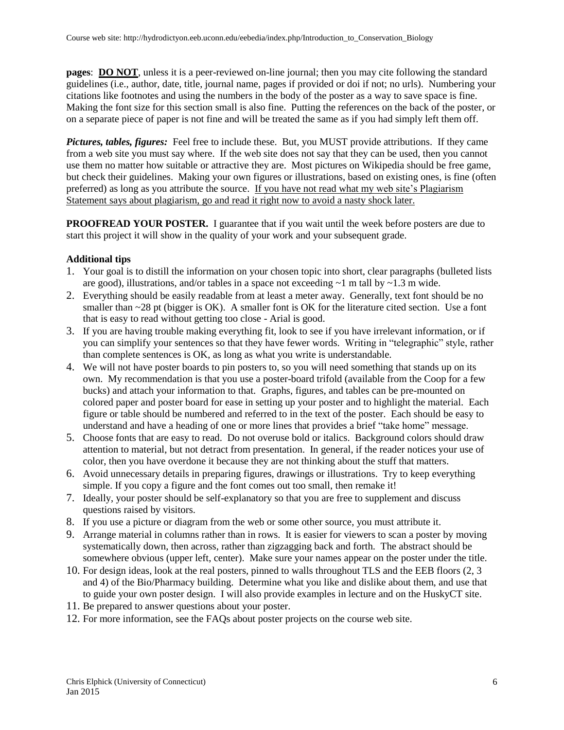**pages**: **<u>DO NOT</u>**, unless it is a peer-reviewed on-line journal; then you may cite following the standard guidelines (i.e., author, date, title, journal name, pages if provided or doi if not; no urls). Numbering your citations like footnotes and using the numbers in the body of the poster as a way to save space is fine. Making the font size for this section small is also fine. Putting the references on the back of the poster, or on a separate piece of paper is not fine and will be treated the same as if you had simply left them off.

***Pictures, tables, figures:*** Feel free to include these. But, you MUST provide attributions. If they came from a web site you must say where. If the web site does not say that they can be used, then you cannot use them no matter how suitable or attractive they are. Most pictures on Wikipedia should be free game, but check their guidelines. Making your own figures or illustrations, based on existing ones, is fine (often preferred) as long as you attribute the source. <u>If you have not read what my web site's Plagiarism Statement says about plagiarism, go and read it right now to avoid a nasty shock later.</u>

**PROOFREAD YOUR POSTER.** I guarantee that if you wait until the week before posters are due to start this project it will show in the quality of your work and your subsequent grade.

**Additional tips**

1. Your goal is to distill the information on your chosen topic into short, clear paragraphs (bulleted lists are good), illustrations, and/or tables in a space not exceeding ~1 m tall by ~1.3 m wide.
2. Everything should be easily readable from at least a meter away. Generally, text font should be no smaller than ~28 pt (bigger is OK). A smaller font is OK for the literature cited section. Use a font that is easy to read without getting too close - Arial is good.
3. If you are having trouble making everything fit, look to see if you have irrelevant information, or if you can simplify your sentences so that they have fewer words. Writing in "telegraphic" style, rather than complete sentences is OK, as long as what you write is understandable.
4. We will not have poster boards to pin posters to, so you will need something that stands up on its own. My recommendation is that you use a poster-board trifold (available from the Coop for a few bucks) and attach your information to that. Graphs, figures, and tables can be pre-mounted on colored paper and poster board for ease in setting up your poster and to highlight the material. Each figure or table should be numbered and referred to in the text of the poster. Each should be easy to understand and have a heading of one or more lines that provides a brief "take home" message.
5. Choose fonts that are easy to read. Do not overuse bold or italics. Background colors should draw attention to material, but not detract from presentation. In general, if the reader notices your use of color, then you have overdone it because they are not thinking about the stuff that matters.
6. Avoid unnecessary details in preparing figures, drawings or illustrations. Try to keep everything simple. If you copy a figure and the font comes out too small, then remake it!
7. Ideally, your poster should be self-explanatory so that you are free to supplement and discuss questions raised by visitors.
8. If you use a picture or diagram from the web or some other source, you must attribute it.
9. Arrange material in columns rather than in rows. It is easier for viewers to scan a poster by moving systematically down, then across, rather than zigzagging back and forth. The abstract should be somewhere obvious (upper left, center). Make sure your names appear on the poster under the title.
10. For design ideas, look at the real posters, pinned to walls throughout TLS and the EEB floors (2, 3 and 4) of the Bio/Pharmacy building. Determine what you like and dislike about them, and use that to guide your own poster design. I will also provide examples in lecture and on the HuskyCT site.
11. Be prepared to answer questions about your poster.
12. For more information, see the FAQs about poster projects on the course web site.